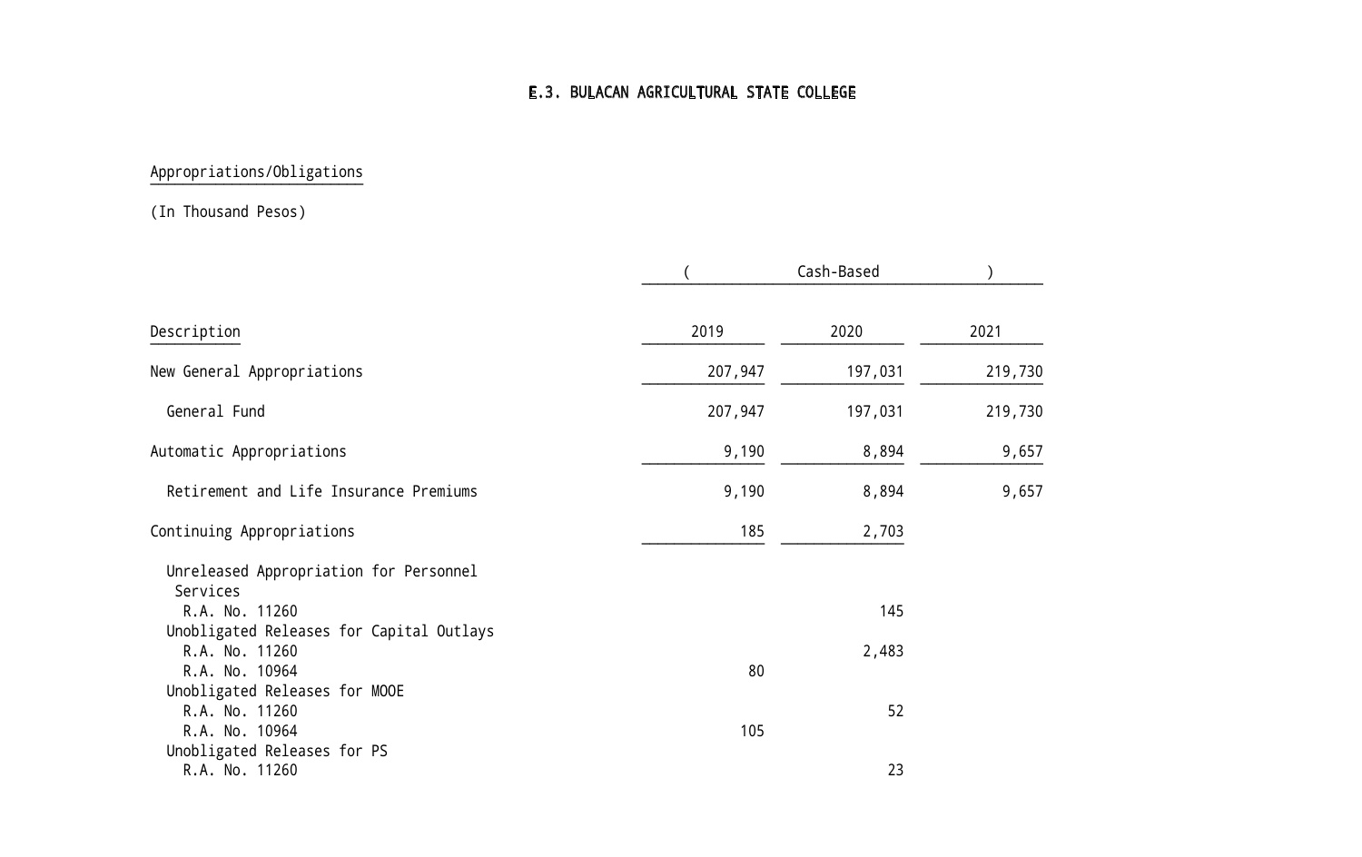# E.3. BULACAN AGRICULTURAL STATE COLLEGE

Appropriations/Obligations

(In Thousand Pesos)

| Description | ( | Cash-Based | ) |
|---|---|---|---|
| | 2019 | 2020 | 2021 |
| New General Appropriations | 207,947 | 197,031 | 219,730 |
| General Fund | 207,947 | 197,031 | 219,730 |
| Automatic Appropriations | 9,190 | 8,894 | 9,657 |
| Retirement and Life Insurance Premiums | 9,190 | 8,894 | 9,657 |
| Continuing Appropriations | 185 | 2,703 | |
| Unreleased Appropriation for Personnel Services | | | |
| R.A. No. 11260 | | 145 | |
| Unobligated Releases for Capital Outlays | | | |
| R.A. No. 11260 | | 2,483 | |
| R.A. No. 10964 | 80 | | |
| Unobligated Releases for MOOE | | | |
| R.A. No. 11260 | | 52 | |
| R.A. No. 10964 | 105 | | |
| Unobligated Releases for PS | | | |
| R.A. No. 11260 | | 23 | |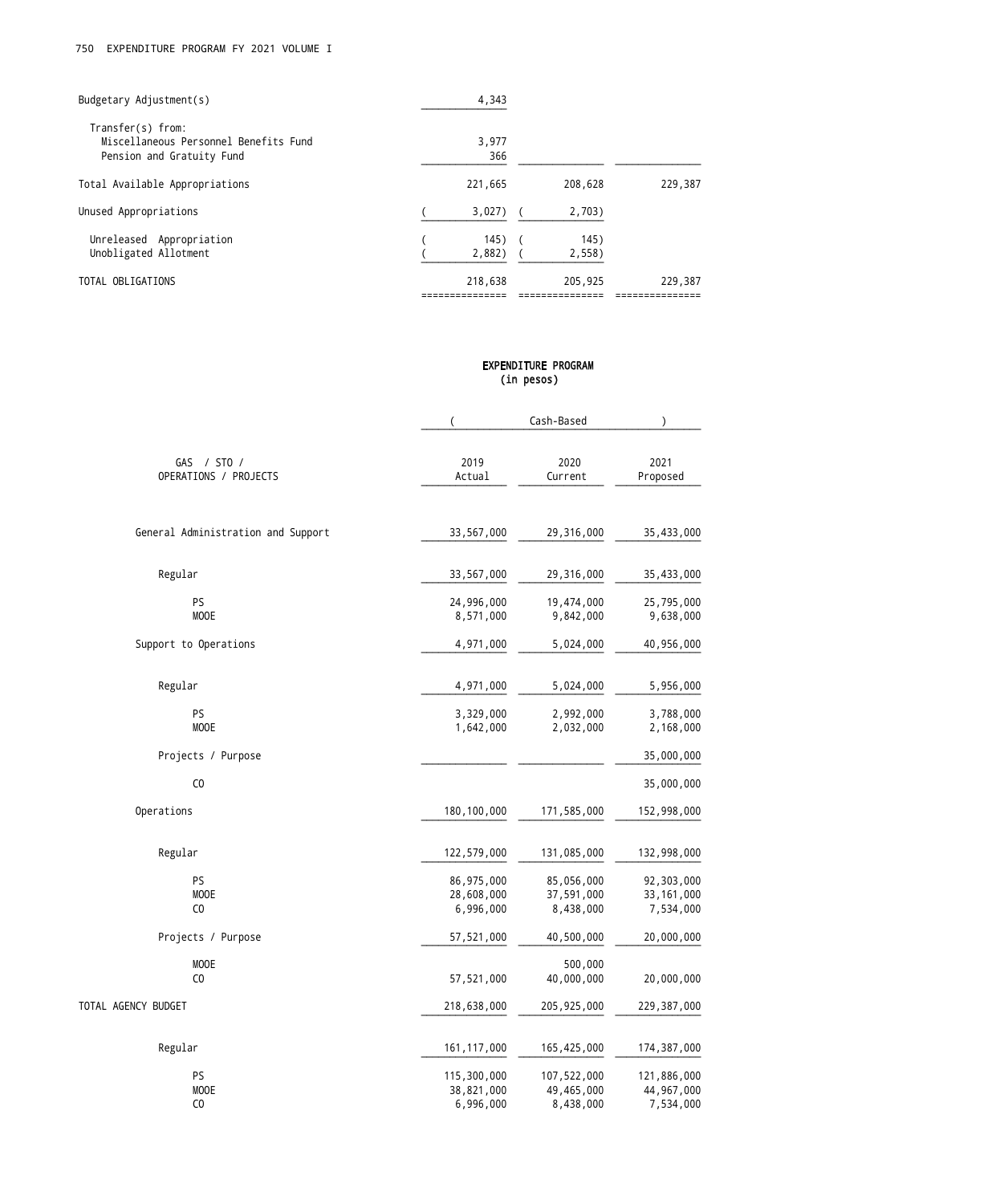| | | | |
|---|---|---|---|
| Budgetary Adjustment(s) | 4,343 | | |
| Transfer(s) from: | | | |
| Miscellaneous Personnel Benefits Fund | 3,977 | | |
| Pension and Gratuity Fund | 366 | | |
| Total Available Appropriations | 221,665 | 208,628 | 229,387 |
| Unused Appropriations | ( 3,027) | ( 2,703) | |
| Unreleased Appropriation | ( 145) | ( 145) | |
| Unobligated Allotment | ( 2,882) | ( 2,558) | |
| TOTAL OBLIGATIONS | 218,638 | 205,925 | 229,387 |

## EXPENDITURE PROGRAM
(in pesos)

| GAS / STO / OPERATIONS / PROJECTS | Cash-Based | | |
|---|---|---|---|
| | 2019 Actual | 2020 Current | 2021 Proposed |
| General Administration and Support | 33,567,000 | 29,316,000 | 35,433,000 |
| Regular | 33,567,000 | 29,316,000 | 35,433,000 |
| PS | 24,996,000 | 19,474,000 | 25,795,000 |
| MOOE | 8,571,000 | 9,842,000 | 9,638,000 |
| Support to Operations | 4,971,000 | 5,024,000 | 40,956,000 |
| Regular | 4,971,000 | 5,024,000 | 5,956,000 |
| PS | 3,329,000 | 2,992,000 | 3,788,000 |
| MOOE | 1,642,000 | 2,032,000 | 2,168,000 |
| Projects / Purpose | | | 35,000,000 |
| CO | | | 35,000,000 |
| Operations | 180,100,000 | 171,585,000 | 152,998,000 |
| Regular | 122,579,000 | 131,085,000 | 132,998,000 |
| PS | 86,975,000 | 85,056,000 | 92,303,000 |
| MOOE | 28,608,000 | 37,591,000 | 33,161,000 |
| CO | 6,996,000 | 8,438,000 | 7,534,000 |
| Projects / Purpose | 57,521,000 | 40,500,000 | 20,000,000 |
| MOOE | | 500,000 | |
| CO | 57,521,000 | 40,000,000 | 20,000,000 |
| TOTAL AGENCY BUDGET | 218,638,000 | 205,925,000 | 229,387,000 |
| Regular | 161,117,000 | 165,425,000 | 174,387,000 |
| PS | 115,300,000 | 107,522,000 | 121,886,000 |
| MOOE | 38,821,000 | 49,465,000 | 44,967,000 |
| CO | 6,996,000 | 8,438,000 | 7,534,000 |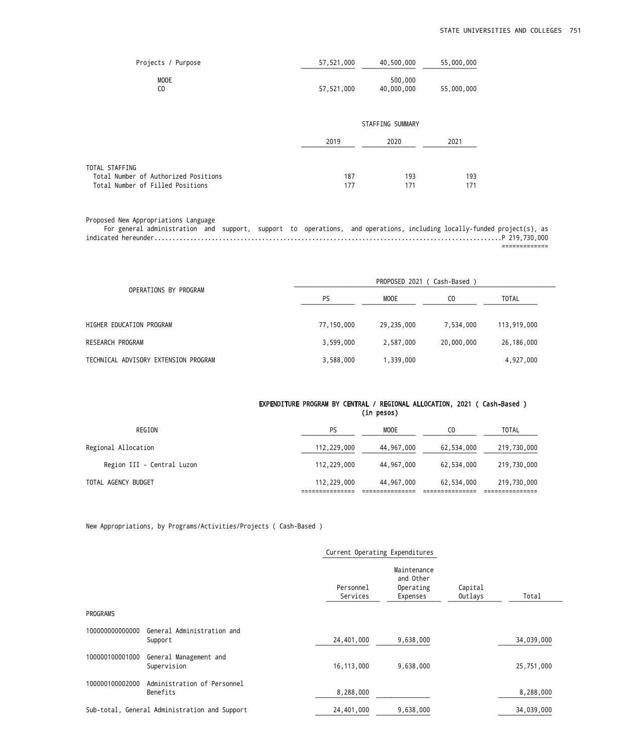| | | | |
|---|---|---|---|
| Projects / Purpose | 57,521,000 | 40,500,000 | 55,000,000 |
| MOOE | | 500,000 | |
| CO | 57,521,000 | 40,000,000 | 55,000,000 |

STAFFING SUMMARY

| | 2019 | 2020 | 2021 |
|---|---|---|---|
| TOTAL STAFFING | | | |
| Total Number of Authorized Positions | 187 | 193 | 193 |
| Total Number of Filled Positions | 177 | 171 | 171 |

Proposed New Appropriations Language

For general administration and support, support to operations, and operations, including locally-funded project(s), as indicated hereunder..........................................................................................P 219,730,000

| OPERATIONS BY PROGRAM | PROPOSED 2021 ( Cash-Based ) | | | |
|---|---|---|---|---|
| | PS | MOOE | CO | TOTAL |
| HIGHER EDUCATION PROGRAM | 77,150,000 | 29,235,000 | 7,534,000 | 113,919,000 |
| RESEARCH PROGRAM | 3,599,000 | 2,587,000 | 20,000,000 | 26,186,000 |
| TECHNICAL ADVISORY EXTENSION PROGRAM | 3,588,000 | 1,339,000 | | 4,927,000 |

**EXPENDITURE PROGRAM BY CENTRAL / REGIONAL ALLOCATION, 2021 ( Cash-Based )**
**(in pesos)**

| REGION | PS | MOOE | CO | TOTAL |
|---|---|---|---|---|
| Regional Allocation | 112,229,000 | 44,967,000 | 62,534,000 | 219,730,000 |
| Region III - Central Luzon | 112,229,000 | 44,967,000 | 62,534,000 | 219,730,000 |
| TOTAL AGENCY BUDGET | 112,229,000 | 44,967,000 | 62,534,000 | 219,730,000 |

New Appropriations, by Programs/Activities/Projects ( Cash-Based )

| | | Current Operating Expenditures | | | |
|---|---|---|---|---|---|
| | | Personnel Services | Maintenance and Other Operating Expenses | Capital Outlays | Total |
| PROGRAMS | | | | | |
| 100000000000000 | General Administration and Support | 24,401,000 | 9,638,000 | | 34,039,000 |
| 100000100001000 | General Management and Supervision | 16,113,000 | 9,638,000 | | 25,751,000 |
| 100000100002000 | Administration of Personnel Benefits | 8,288,000 | | | 8,288,000 |
| Sub-total, General Administration and Support | | 24,401,000 | 9,638,000 | | 34,039,000 |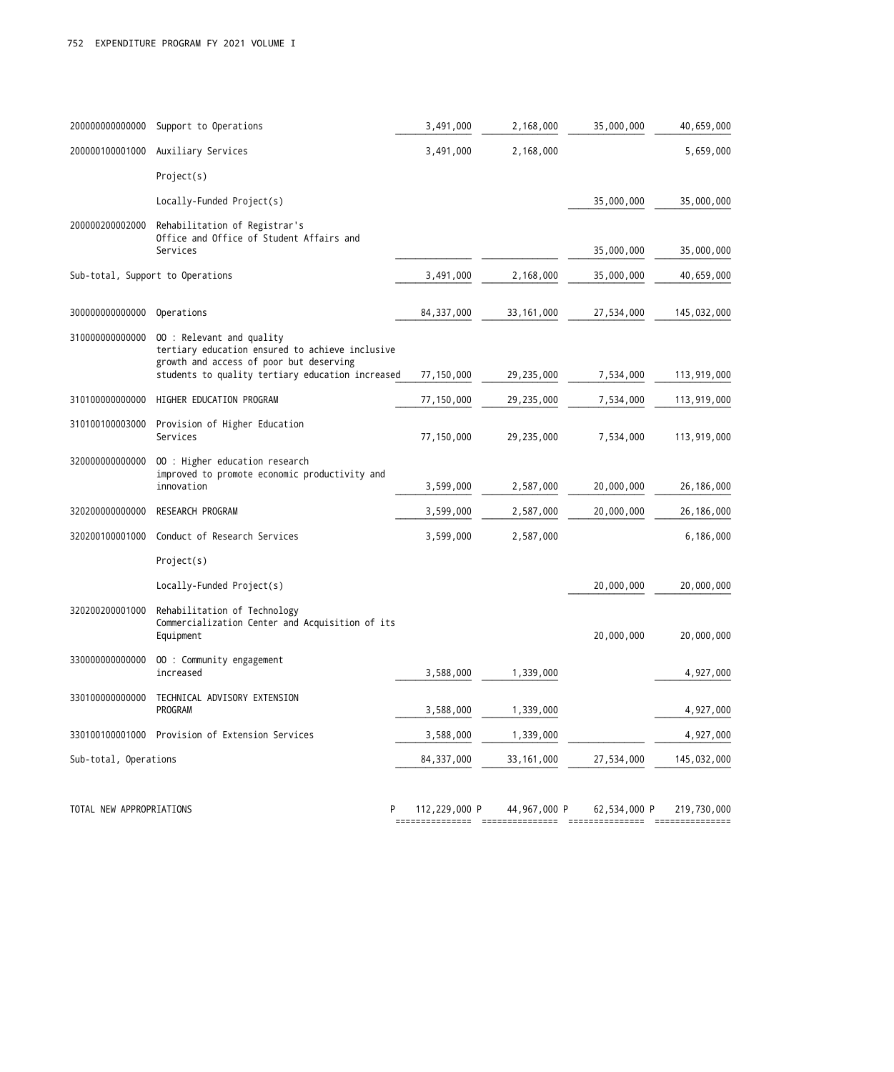| Code | Particulars | | | | |
|---|---|---|---|---|---|
| 200000000000000 | Support to Operations | 3,491,000 | 2,168,000 | 35,000,000 | 40,659,000 |
| 200000100001000 | Auxiliary Services | 3,491,000 | 2,168,000 | | 5,659,000 |
| | Project(s) | | | | |
| | Locally-Funded Project(s) | | | 35,000,000 | 35,000,000 |
| 200000200002000 | Rehabilitation of Registrar's Office and Office of Student Affairs and Services | | | 35,000,000 | 35,000,000 |
| Sub-total, Support to Operations | | 3,491,000 | 2,168,000 | 35,000,000 | 40,659,000 |
| 300000000000000 | Operations | 84,337,000 | 33,161,000 | 27,534,000 | 145,032,000 |
| 310000000000000 | OO : Relevant and quality tertiary education ensured to achieve inclusive growth and access of poor but deserving students to quality tertiary education increased | 77,150,000 | 29,235,000 | 7,534,000 | 113,919,000 |
| 310100000000000 | HIGHER EDUCATION PROGRAM | 77,150,000 | 29,235,000 | 7,534,000 | 113,919,000 |
| 310100100003000 | Provision of Higher Education Services | 77,150,000 | 29,235,000 | 7,534,000 | 113,919,000 |
| 320000000000000 | OO : Higher education research improved to promote economic productivity and innovation | 3,599,000 | 2,587,000 | 20,000,000 | 26,186,000 |
| 320200000000000 | RESEARCH PROGRAM | 3,599,000 | 2,587,000 | 20,000,000 | 26,186,000 |
| 320200100001000 | Conduct of Research Services | 3,599,000 | 2,587,000 | | 6,186,000 |
| | Project(s) | | | | |
| | Locally-Funded Project(s) | | | 20,000,000 | 20,000,000 |
| 320200200001000 | Rehabilitation of Technology Commercialization Center and Acquisition of its Equipment | | | 20,000,000 | 20,000,000 |
| 330000000000000 | OO : Community engagement increased | 3,588,000 | 1,339,000 | | 4,927,000 |
| 330100000000000 | TECHNICAL ADVISORY EXTENSION PROGRAM | 3,588,000 | 1,339,000 | | 4,927,000 |
| 330100100001000 | Provision of Extension Services | 3,588,000 | 1,339,000 | | 4,927,000 |
| Sub-total, Operations | | 84,337,000 | 33,161,000 | 27,534,000 | 145,032,000 |
| TOTAL NEW APPROPRIATIONS | | P 112,229,000 | P 44,967,000 | P 62,534,000 | P 219,730,000 |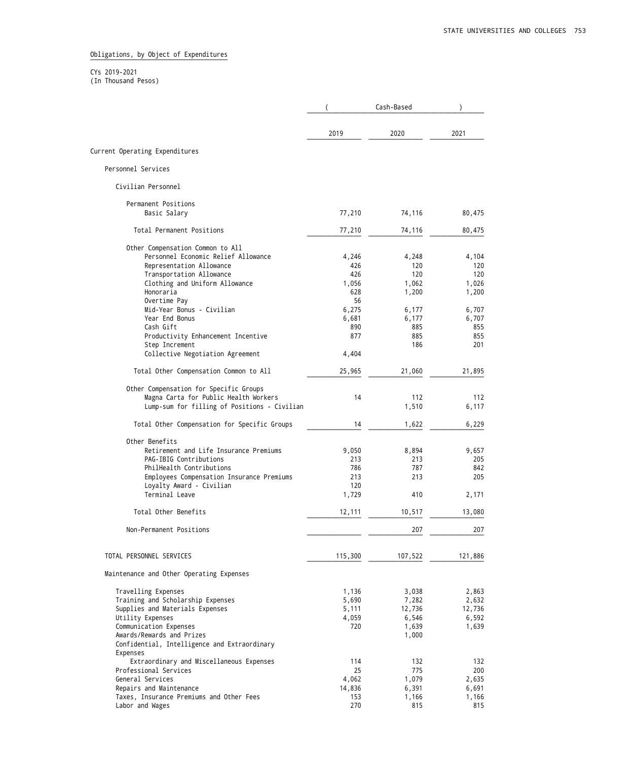Obligations, by Object of Expenditures

CYs 2019-2021
(In Thousand Pesos)

| | ( | Cash-Based | ) |
|---|---|---|---|
| | 2019 | 2020 | 2021 |
| Current Operating Expenditures | | | |
| Personnel Services | | | |
| Civilian Personnel | | | |
| Permanent Positions | | | |
| Basic Salary | 77,210 | 74,116 | 80,475 |
| Total Permanent Positions | 77,210 | 74,116 | 80,475 |
| Other Compensation Common to All | | | |
| Personnel Economic Relief Allowance | 4,246 | 4,248 | 4,104 |
| Representation Allowance | 426 | 120 | 120 |
| Transportation Allowance | 426 | 120 | 120 |
| Clothing and Uniform Allowance | 1,056 | 1,062 | 1,026 |
| Honoraria | 628 | 1,200 | 1,200 |
| Overtime Pay | 56 | | |
| Mid-Year Bonus - Civilian | 6,275 | 6,177 | 6,707 |
| Year End Bonus | 6,681 | 6,177 | 6,707 |
| Cash Gift | 890 | 885 | 855 |
| Productivity Enhancement Incentive | 877 | 885 | 855 |
| Step Increment | | 186 | 201 |
| Collective Negotiation Agreement | 4,404 | | |
| Total Other Compensation Common to All | 25,965 | 21,060 | 21,895 |
| Other Compensation for Specific Groups | | | |
| Magna Carta for Public Health Workers | 14 | 112 | 112 |
| Lump-sum for filling of Positions - Civilian | | 1,510 | 6,117 |
| Total Other Compensation for Specific Groups | 14 | 1,622 | 6,229 |
| Other Benefits | | | |
| Retirement and Life Insurance Premiums | 9,050 | 8,894 | 9,657 |
| PAG-IBIG Contributions | 213 | 213 | 205 |
| PhilHealth Contributions | 786 | 787 | 842 |
| Employees Compensation Insurance Premiums | 213 | 213 | 205 |
| Loyalty Award - Civilian | 120 | | |
| Terminal Leave | 1,729 | 410 | 2,171 |
| Total Other Benefits | 12,111 | 10,517 | 13,080 |
| Non-Permanent Positions | | 207 | 207 |
| TOTAL PERSONNEL SERVICES | 115,300 | 107,522 | 121,886 |
| Maintenance and Other Operating Expenses | | | |
| Travelling Expenses | 1,136 | 3,038 | 2,863 |
| Training and Scholarship Expenses | 5,690 | 7,282 | 2,632 |
| Supplies and Materials Expenses | 5,111 | 12,736 | 12,736 |
| Utility Expenses | 4,059 | 6,546 | 6,592 |
| Communication Expenses | 720 | 1,639 | 1,639 |
| Awards/Rewards and Prizes | | 1,000 | |
| Confidential, Intelligence and Extraordinary Expenses | | | |
| Extraordinary and Miscellaneous Expenses | 114 | 132 | 132 |
| Professional Services | 25 | 775 | 200 |
| General Services | 4,062 | 1,079 | 2,635 |
| Repairs and Maintenance | 14,836 | 6,391 | 6,691 |
| Taxes, Insurance Premiums and Other Fees | 153 | 1,166 | 1,166 |
| Labor and Wages | 270 | 815 | 815 |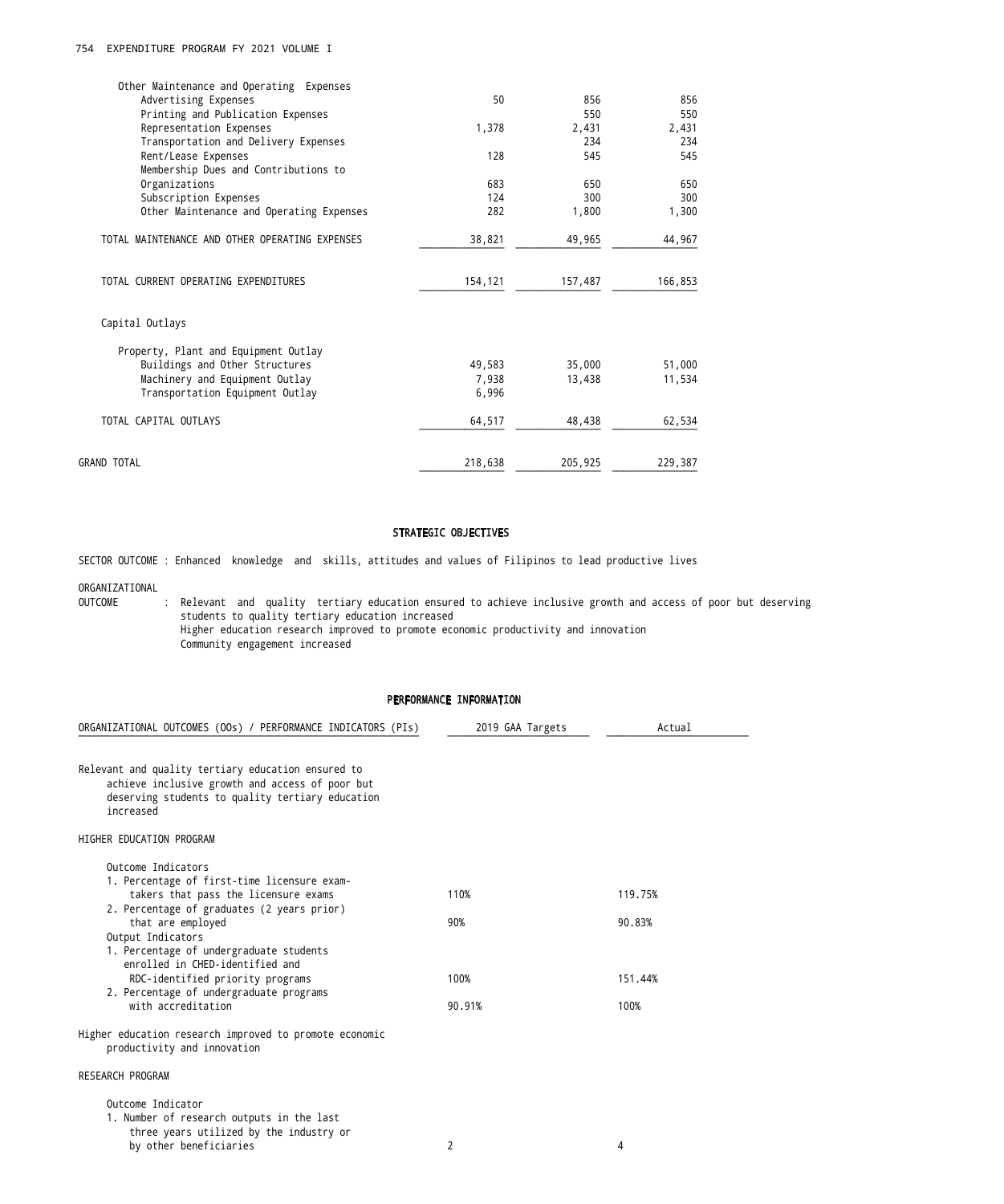| | | | |
|---|---|---|---|
| Other Maintenance and Operating Expenses | | | |
| Advertising Expenses | 50 | 856 | 856 |
| Printing and Publication Expenses | | 550 | 550 |
| Representation Expenses | 1,378 | 2,431 | 2,431 |
| Transportation and Delivery Expenses | | 234 | 234 |
| Rent/Lease Expenses | 128 | 545 | 545 |
| Membership Dues and Contributions to Organizations | 683 | 650 | 650 |
| Subscription Expenses | 124 | 300 | 300 |
| Other Maintenance and Operating Expenses | 282 | 1,800 | 1,300 |
| TOTAL MAINTENANCE AND OTHER OPERATING EXPENSES | 38,821 | 49,965 | 44,967 |
| TOTAL CURRENT OPERATING EXPENDITURES | 154,121 | 157,487 | 166,853 |
| Capital Outlays | | | |
| Property, Plant and Equipment Outlay | | | |
| Buildings and Other Structures | 49,583 | 35,000 | 51,000 |
| Machinery and Equipment Outlay | 7,938 | 13,438 | 11,534 |
| Transportation Equipment Outlay | 6,996 | | |
| TOTAL CAPITAL OUTLAYS | 64,517 | 48,438 | 62,534 |
| GRAND TOTAL | 218,638 | 205,925 | 229,387 |

## STRATEGIC OBJECTIVES

SECTOR OUTCOME : Enhanced knowledge and skills, attitudes and values of Filipinos to lead productive lives

ORGANIZATIONAL OUTCOME : Relevant and quality tertiary education ensured to achieve inclusive growth and access of poor but deserving students to quality tertiary education increased
Higher education research improved to promote economic productivity and innovation
Community engagement increased

## PERFORMANCE INFORMATION

| ORGANIZATIONAL OUTCOMES (OOs) / PERFORMANCE INDICATORS (PIs) | 2019 GAA Targets | Actual |
|---|---|---|
| **Relevant and quality tertiary education ensured to achieve inclusive growth and access of poor but deserving students to quality tertiary education increased** | | |
| **HIGHER EDUCATION PROGRAM** | | |
| Outcome Indicators | | |
| 1. Percentage of first-time licensure exam-takers that pass the licensure exams | 110% | 119.75% |
| 2. Percentage of graduates (2 years prior) that are employed | 90% | 90.83% |
| Output Indicators | | |
| 1. Percentage of undergraduate students enrolled in CHED-identified and RDC-identified priority programs | 100% | 151.44% |
| 2. Percentage of undergraduate programs with accreditation | 90.91% | 100% |
| **Higher education research improved to promote economic productivity and innovation** | | |
| **RESEARCH PROGRAM** | | |
| Outcome Indicator | | |
| 1. Number of research outputs in the last three years utilized by the industry or by other beneficiaries | 2 | 4 |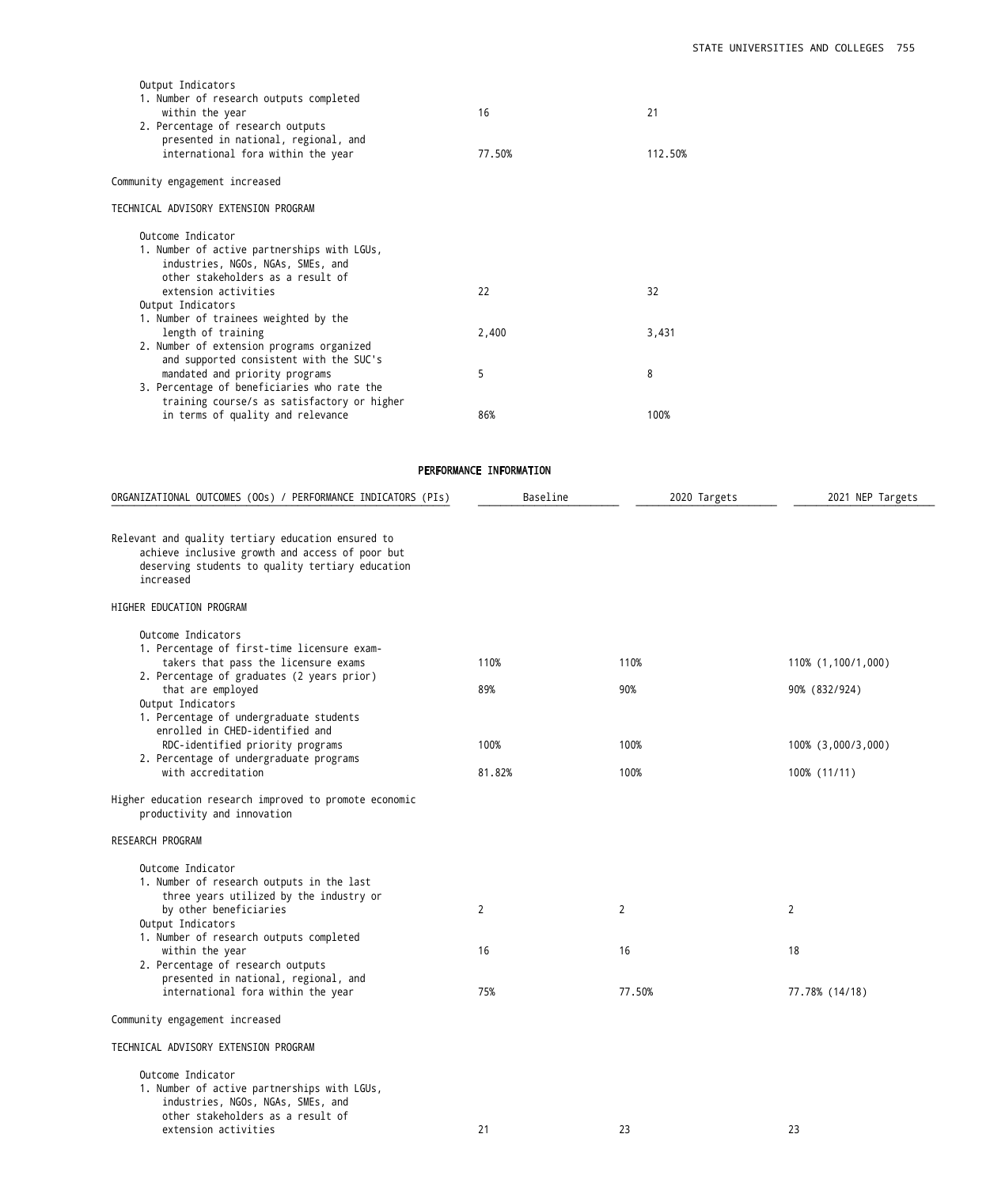| | | |
|---|---|---|
| Output Indicators | | |
| 1. Number of research outputs completed within the year | 16 | 21 |
| 2. Percentage of research outputs presented in national, regional, and international fora within the year | 77.50% | 112.50% |
| Community engagement increased | | |
| TECHNICAL ADVISORY EXTENSION PROGRAM | | |
| Outcome Indicator | | |
| 1. Number of active partnerships with LGUs, industries, NGOs, NGAs, SMEs, and other stakeholders as a result of extension activities | 22 | 32 |
| Output Indicators | | |
| 1. Number of trainees weighted by the length of training | 2,400 | 3,431 |
| 2. Number of extension programs organized and supported consistent with the SUC's mandated and priority programs | 5 | 8 |
| 3. Percentage of beneficiaries who rate the training course/s as satisfactory or higher in terms of quality and relevance | 86% | 100% |

## PERFORMANCE INFORMATION

| ORGANIZATIONAL OUTCOMES (OOs) / PERFORMANCE INDICATORS (PIs) | Baseline | 2020 Targets | 2021 NEP Targets |
|---|---|---|---|
| Relevant and quality tertiary education ensured to achieve inclusive growth and access of poor but deserving students to quality tertiary education increased | | | |
| HIGHER EDUCATION PROGRAM | | | |
| Outcome Indicators | | | |
| 1. Percentage of first-time licensure exam-takers that pass the licensure exams | 110% | 110% | 110% (1,100/1,000) |
| 2. Percentage of graduates (2 years prior) that are employed | 89% | 90% | 90% (832/924) |
| Output Indicators | | | |
| 1. Percentage of undergraduate students enrolled in CHED-identified and RDC-identified priority programs | 100% | 100% | 100% (3,000/3,000) |
| 2. Percentage of undergraduate programs with accreditation | 81.82% | 100% | 100% (11/11) |
| Higher education research improved to promote economic productivity and innovation | | | |
| RESEARCH PROGRAM | | | |
| Outcome Indicator | | | |
| 1. Number of research outputs in the last three years utilized by the industry or by other beneficiaries | 2 | 2 | 2 |
| Output Indicators | | | |
| 1. Number of research outputs completed within the year | 16 | 16 | 18 |
| 2. Percentage of research outputs presented in national, regional, and international fora within the year | 75% | 77.50% | 77.78% (14/18) |
| Community engagement increased | | | |
| TECHNICAL ADVISORY EXTENSION PROGRAM | | | |
| Outcome Indicator | | | |
| 1. Number of active partnerships with LGUs, industries, NGOs, NGAs, SMEs, and other stakeholders as a result of extension activities | 21 | 23 | 23 |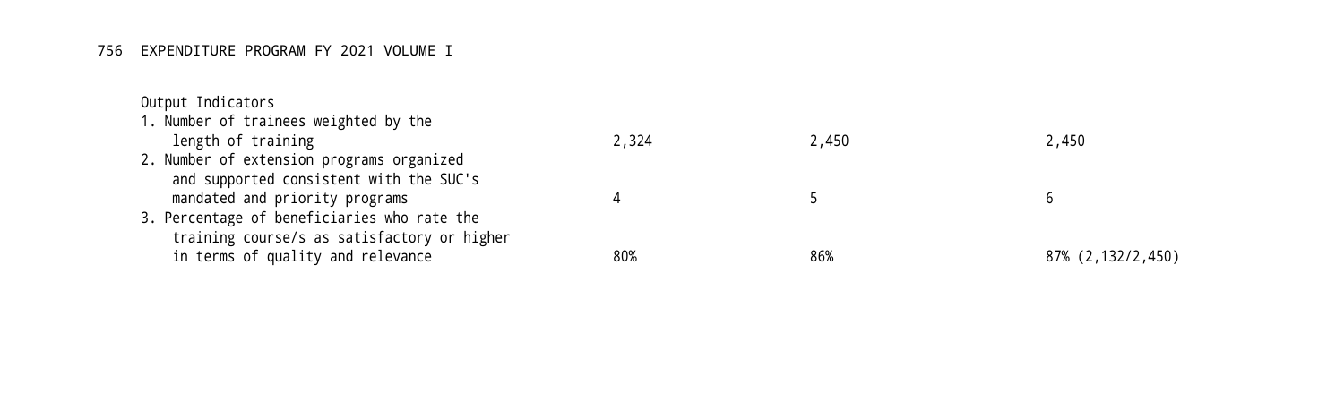| | | | |
|---|---|---|---|
| Output Indicators | | | |
| 1. Number of trainees weighted by the length of training | 2,324 | 2,450 | 2,450 |
| 2. Number of extension programs organized and supported consistent with the SUC's mandated and priority programs | 4 | 5 | 6 |
| 3. Percentage of beneficiaries who rate the training course/s as satisfactory or higher in terms of quality and relevance | 80% | 86% | 87% (2,132/2,450) |